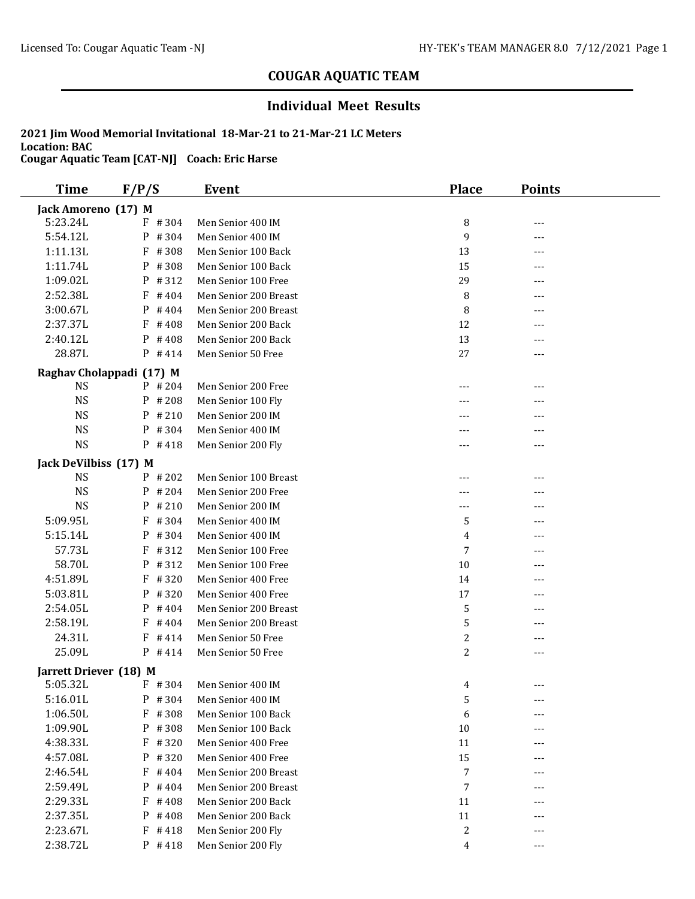## COUGAR AQUATIC TEAM

### Individual Meet Results

**2021 Jim Wood Memorial Invitational 18-Mar-21 to 21-Mar-21 LC Meters**
**Location: BAC**
**Cougar Aquatic Team [CAT-NJ] Coach: Eric Harse**

| Time | F/P/S | Event | Place | Points |
|---|---|---|---|---|
| **Jack Amoreno (17) M** | | | | |
| 5:23.24L | F #304 | Men Senior 400 IM | 8 | --- |
| 5:54.12L | P #304 | Men Senior 400 IM | 9 | --- |
| 1:11.13L | F #308 | Men Senior 100 Back | 13 | --- |
| 1:11.74L | P #308 | Men Senior 100 Back | 15 | --- |
| 1:09.02L | P #312 | Men Senior 100 Free | 29 | --- |
| 2:52.38L | F #404 | Men Senior 200 Breast | 8 | --- |
| 3:00.67L | P #404 | Men Senior 200 Breast | 8 | --- |
| 2:37.37L | F #408 | Men Senior 200 Back | 12 | --- |
| 2:40.12L | P #408 | Men Senior 200 Back | 13 | --- |
| 28.87L | P #414 | Men Senior 50 Free | 27 | --- |
| **Raghav Cholappadi (17) M** | | | | |
| NS | P #204 | Men Senior 200 Free | --- | --- |
| NS | P #208 | Men Senior 100 Fly | --- | --- |
| NS | P #210 | Men Senior 200 IM | --- | --- |
| NS | P #304 | Men Senior 400 IM | --- | --- |
| NS | P #418 | Men Senior 200 Fly | --- | --- |
| **Jack DeVilbiss (17) M** | | | | |
| NS | P #202 | Men Senior 100 Breast | --- | --- |
| NS | P #204 | Men Senior 200 Free | --- | --- |
| NS | P #210 | Men Senior 200 IM | --- | --- |
| 5:09.95L | F #304 | Men Senior 400 IM | 5 | --- |
| 5:15.14L | P #304 | Men Senior 400 IM | 4 | --- |
| 57.73L | F #312 | Men Senior 100 Free | 7 | --- |
| 58.70L | P #312 | Men Senior 100 Free | 10 | --- |
| 4:51.89L | F #320 | Men Senior 400 Free | 14 | --- |
| 5:03.81L | P #320 | Men Senior 400 Free | 17 | --- |
| 2:54.05L | P #404 | Men Senior 200 Breast | 5 | --- |
| 2:58.19L | F #404 | Men Senior 200 Breast | 5 | --- |
| 24.31L | F #414 | Men Senior 50 Free | 2 | --- |
| 25.09L | P #414 | Men Senior 50 Free | 2 | --- |
| **Jarrett Driever (18) M** | | | | |
| 5:05.32L | F #304 | Men Senior 400 IM | 4 | --- |
| 5:16.01L | P #304 | Men Senior 400 IM | 5 | --- |
| 1:06.50L | F #308 | Men Senior 100 Back | 6 | --- |
| 1:09.90L | P #308 | Men Senior 100 Back | 10 | --- |
| 4:38.33L | F #320 | Men Senior 400 Free | 11 | --- |
| 4:57.08L | P #320 | Men Senior 400 Free | 15 | --- |
| 2:46.54L | F #404 | Men Senior 200 Breast | 7 | --- |
| 2:59.49L | P #404 | Men Senior 200 Breast | 7 | --- |
| 2:29.33L | F #408 | Men Senior 200 Back | 11 | --- |
| 2:37.35L | P #408 | Men Senior 200 Back | 11 | --- |
| 2:23.67L | F #418 | Men Senior 200 Fly | 2 | --- |
| 2:38.72L | P #418 | Men Senior 200 Fly | 4 | --- |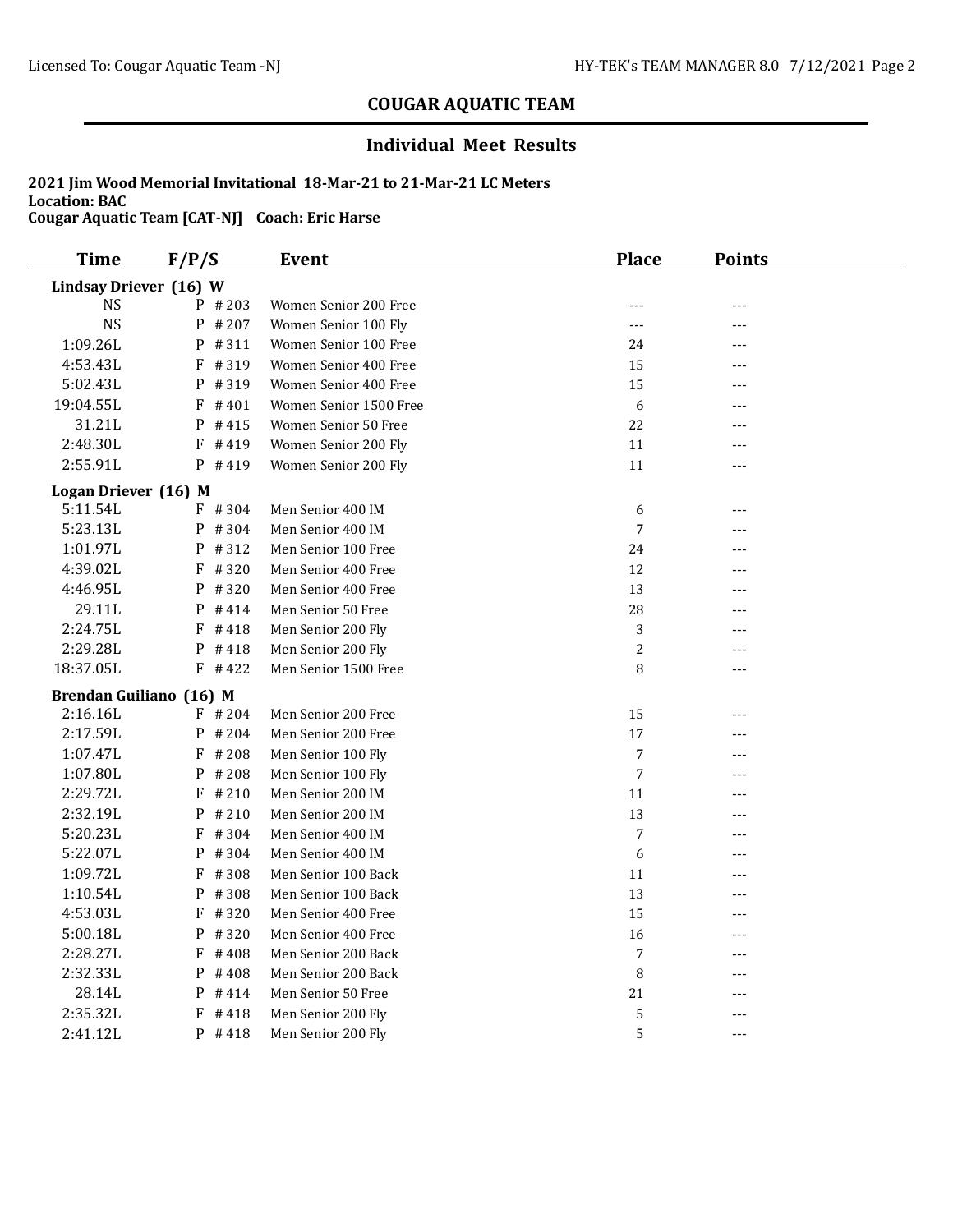## COUGAR AQUATIC TEAM

### Individual Meet Results

**2021 Jim Wood Memorial Invitational 18-Mar-21 to 21-Mar-21 LC Meters**
**Location: BAC**
**Cougar Aquatic Team [CAT-NJ] Coach: Eric Harse**

| Time | F/P/S | Event | Place | Points |
|---|---|---|---|---|
| **Lindsay Driever (16) W** | | | | |
| NS | P #203 | Women Senior 200 Free | --- | --- |
| NS | P #207 | Women Senior 100 Fly | --- | --- |
| 1:09.26L | P #311 | Women Senior 100 Free | 24 | --- |
| 4:53.43L | F #319 | Women Senior 400 Free | 15 | --- |
| 5:02.43L | P #319 | Women Senior 400 Free | 15 | --- |
| 19:04.55L | F #401 | Women Senior 1500 Free | 6 | --- |
| 31.21L | P #415 | Women Senior 50 Free | 22 | --- |
| 2:48.30L | F #419 | Women Senior 200 Fly | 11 | --- |
| 2:55.91L | P #419 | Women Senior 200 Fly | 11 | --- |
| **Logan Driever (16) M** | | | | |
| 5:11.54L | F #304 | Men Senior 400 IM | 6 | --- |
| 5:23.13L | P #304 | Men Senior 400 IM | 7 | --- |
| 1:01.97L | P #312 | Men Senior 100 Free | 24 | --- |
| 4:39.02L | F #320 | Men Senior 400 Free | 12 | --- |
| 4:46.95L | P #320 | Men Senior 400 Free | 13 | --- |
| 29.11L | P #414 | Men Senior 50 Free | 28 | --- |
| 2:24.75L | F #418 | Men Senior 200 Fly | 3 | --- |
| 2:29.28L | P #418 | Men Senior 200 Fly | 2 | --- |
| 18:37.05L | F #422 | Men Senior 1500 Free | 8 | --- |
| **Brendan Guiliano (16) M** | | | | |
| 2:16.16L | F #204 | Men Senior 200 Free | 15 | --- |
| 2:17.59L | P #204 | Men Senior 200 Free | 17 | --- |
| 1:07.47L | F #208 | Men Senior 100 Fly | 7 | --- |
| 1:07.80L | P #208 | Men Senior 100 Fly | 7 | --- |
| 2:29.72L | F #210 | Men Senior 200 IM | 11 | --- |
| 2:32.19L | P #210 | Men Senior 200 IM | 13 | --- |
| 5:20.23L | F #304 | Men Senior 400 IM | 7 | --- |
| 5:22.07L | P #304 | Men Senior 400 IM | 6 | --- |
| 1:09.72L | F #308 | Men Senior 100 Back | 11 | --- |
| 1:10.54L | P #308 | Men Senior 100 Back | 13 | --- |
| 4:53.03L | F #320 | Men Senior 400 Free | 15 | --- |
| 5:00.18L | P #320 | Men Senior 400 Free | 16 | --- |
| 2:28.27L | F #408 | Men Senior 200 Back | 7 | --- |
| 2:32.33L | P #408 | Men Senior 200 Back | 8 | --- |
| 28.14L | P #414 | Men Senior 50 Free | 21 | --- |
| 2:35.32L | F #418 | Men Senior 200 Fly | 5 | --- |
| 2:41.12L | P #418 | Men Senior 200 Fly | 5 | --- |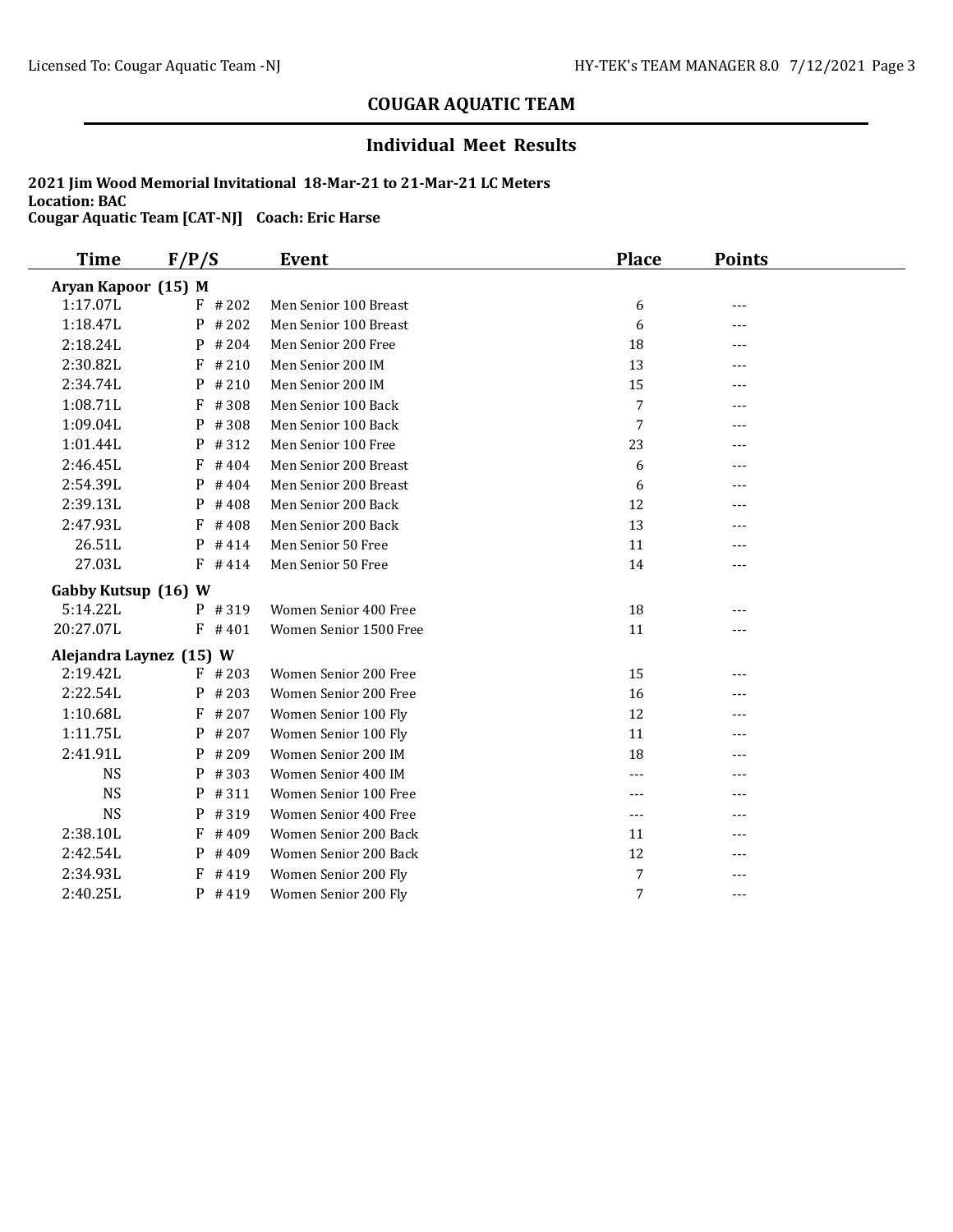## COUGAR AQUATIC TEAM

### Individual Meet Results

**2021 Jim Wood Memorial Invitational 18-Mar-21 to 21-Mar-21 LC Meters**
**Location: BAC**
**Cougar Aquatic Team [CAT-NJ] Coach: Eric Harse**

| Time | F/P/S | Event | Place | Points |
|---|---|---|---|---|
| **Aryan Kapoor (15) M** | | | | |
| 1:17.07L | F #202 | Men Senior 100 Breast | 6 | --- |
| 1:18.47L | P #202 | Men Senior 100 Breast | 6 | --- |
| 2:18.24L | P #204 | Men Senior 200 Free | 18 | --- |
| 2:30.82L | F #210 | Men Senior 200 IM | 13 | --- |
| 2:34.74L | P #210 | Men Senior 200 IM | 15 | --- |
| 1:08.71L | F #308 | Men Senior 100 Back | 7 | --- |
| 1:09.04L | P #308 | Men Senior 100 Back | 7 | --- |
| 1:01.44L | P #312 | Men Senior 100 Free | 23 | --- |
| 2:46.45L | F #404 | Men Senior 200 Breast | 6 | --- |
| 2:54.39L | P #404 | Men Senior 200 Breast | 6 | --- |
| 2:39.13L | P #408 | Men Senior 200 Back | 12 | --- |
| 2:47.93L | F #408 | Men Senior 200 Back | 13 | --- |
| 26.51L | P #414 | Men Senior 50 Free | 11 | --- |
| 27.03L | F #414 | Men Senior 50 Free | 14 | --- |
| **Gabby Kutsup (16) W** | | | | |
| 5:14.22L | P #319 | Women Senior 400 Free | 18 | --- |
| 20:27.07L | F #401 | Women Senior 1500 Free | 11 | --- |
| **Alejandra Laynez (15) W** | | | | |
| 2:19.42L | F #203 | Women Senior 200 Free | 15 | --- |
| 2:22.54L | P #203 | Women Senior 200 Free | 16 | --- |
| 1:10.68L | F #207 | Women Senior 100 Fly | 12 | --- |
| 1:11.75L | P #207 | Women Senior 100 Fly | 11 | --- |
| 2:41.91L | P #209 | Women Senior 200 IM | 18 | --- |
| NS | P #303 | Women Senior 400 IM | --- | --- |
| NS | P #311 | Women Senior 100 Free | --- | --- |
| NS | P #319 | Women Senior 400 Free | --- | --- |
| 2:38.10L | F #409 | Women Senior 200 Back | 11 | --- |
| 2:42.54L | P #409 | Women Senior 200 Back | 12 | --- |
| 2:34.93L | F #419 | Women Senior 200 Fly | 7 | --- |
| 2:40.25L | P #419 | Women Senior 200 Fly | 7 | --- |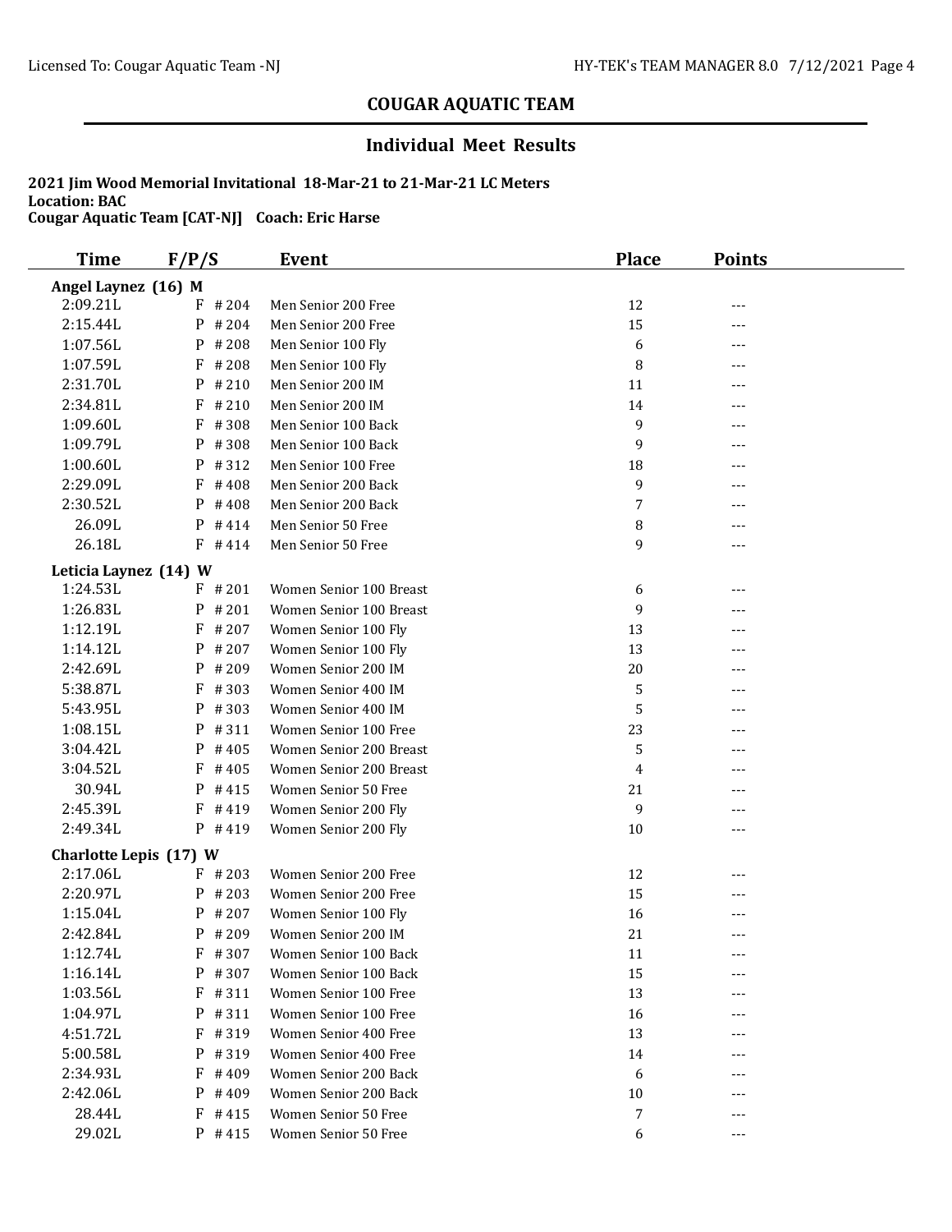## COUGAR AQUATIC TEAM

### Individual Meet Results

**2021 Jim Wood Memorial Invitational 18-Mar-21 to 21-Mar-21 LC Meters**
**Location: BAC**
**Cougar Aquatic Team [CAT-NJ] Coach: Eric Harse**

| Time | F/P/S | Event | Place | Points |
|---|---|---|---|---|
| **Angel Laynez (16) M** | | | | |
| 2:09.21L | F #204 | Men Senior 200 Free | 12 | --- |
| 2:15.44L | P #204 | Men Senior 200 Free | 15 | --- |
| 1:07.56L | P #208 | Men Senior 100 Fly | 6 | --- |
| 1:07.59L | F #208 | Men Senior 100 Fly | 8 | --- |
| 2:31.70L | P #210 | Men Senior 200 IM | 11 | --- |
| 2:34.81L | F #210 | Men Senior 200 IM | 14 | --- |
| 1:09.60L | F #308 | Men Senior 100 Back | 9 | --- |
| 1:09.79L | P #308 | Men Senior 100 Back | 9 | --- |
| 1:00.60L | P #312 | Men Senior 100 Free | 18 | --- |
| 2:29.09L | F #408 | Men Senior 200 Back | 9 | --- |
| 2:30.52L | P #408 | Men Senior 200 Back | 7 | --- |
| 26.09L | P #414 | Men Senior 50 Free | 8 | --- |
| 26.18L | F #414 | Men Senior 50 Free | 9 | --- |
| **Leticia Laynez (14) W** | | | | |
| 1:24.53L | F #201 | Women Senior 100 Breast | 6 | --- |
| 1:26.83L | P #201 | Women Senior 100 Breast | 9 | --- |
| 1:12.19L | F #207 | Women Senior 100 Fly | 13 | --- |
| 1:14.12L | P #207 | Women Senior 100 Fly | 13 | --- |
| 2:42.69L | P #209 | Women Senior 200 IM | 20 | --- |
| 5:38.87L | F #303 | Women Senior 400 IM | 5 | --- |
| 5:43.95L | P #303 | Women Senior 400 IM | 5 | --- |
| 1:08.15L | P #311 | Women Senior 100 Free | 23 | --- |
| 3:04.42L | P #405 | Women Senior 200 Breast | 5 | --- |
| 3:04.52L | F #405 | Women Senior 200 Breast | 4 | --- |
| 30.94L | P #415 | Women Senior 50 Free | 21 | --- |
| 2:45.39L | F #419 | Women Senior 200 Fly | 9 | --- |
| 2:49.34L | P #419 | Women Senior 200 Fly | 10 | --- |
| **Charlotte Lepis (17) W** | | | | |
| 2:17.06L | F #203 | Women Senior 200 Free | 12 | --- |
| 2:20.97L | P #203 | Women Senior 200 Free | 15 | --- |
| 1:15.04L | P #207 | Women Senior 100 Fly | 16 | --- |
| 2:42.84L | P #209 | Women Senior 200 IM | 21 | --- |
| 1:12.74L | F #307 | Women Senior 100 Back | 11 | --- |
| 1:16.14L | P #307 | Women Senior 100 Back | 15 | --- |
| 1:03.56L | F #311 | Women Senior 100 Free | 13 | --- |
| 1:04.97L | P #311 | Women Senior 100 Free | 16 | --- |
| 4:51.72L | F #319 | Women Senior 400 Free | 13 | --- |
| 5:00.58L | P #319 | Women Senior 400 Free | 14 | --- |
| 2:34.93L | F #409 | Women Senior 200 Back | 6 | --- |
| 2:42.06L | P #409 | Women Senior 200 Back | 10 | --- |
| 28.44L | F #415 | Women Senior 50 Free | 7 | --- |
| 29.02L | P #415 | Women Senior 50 Free | 6 | --- |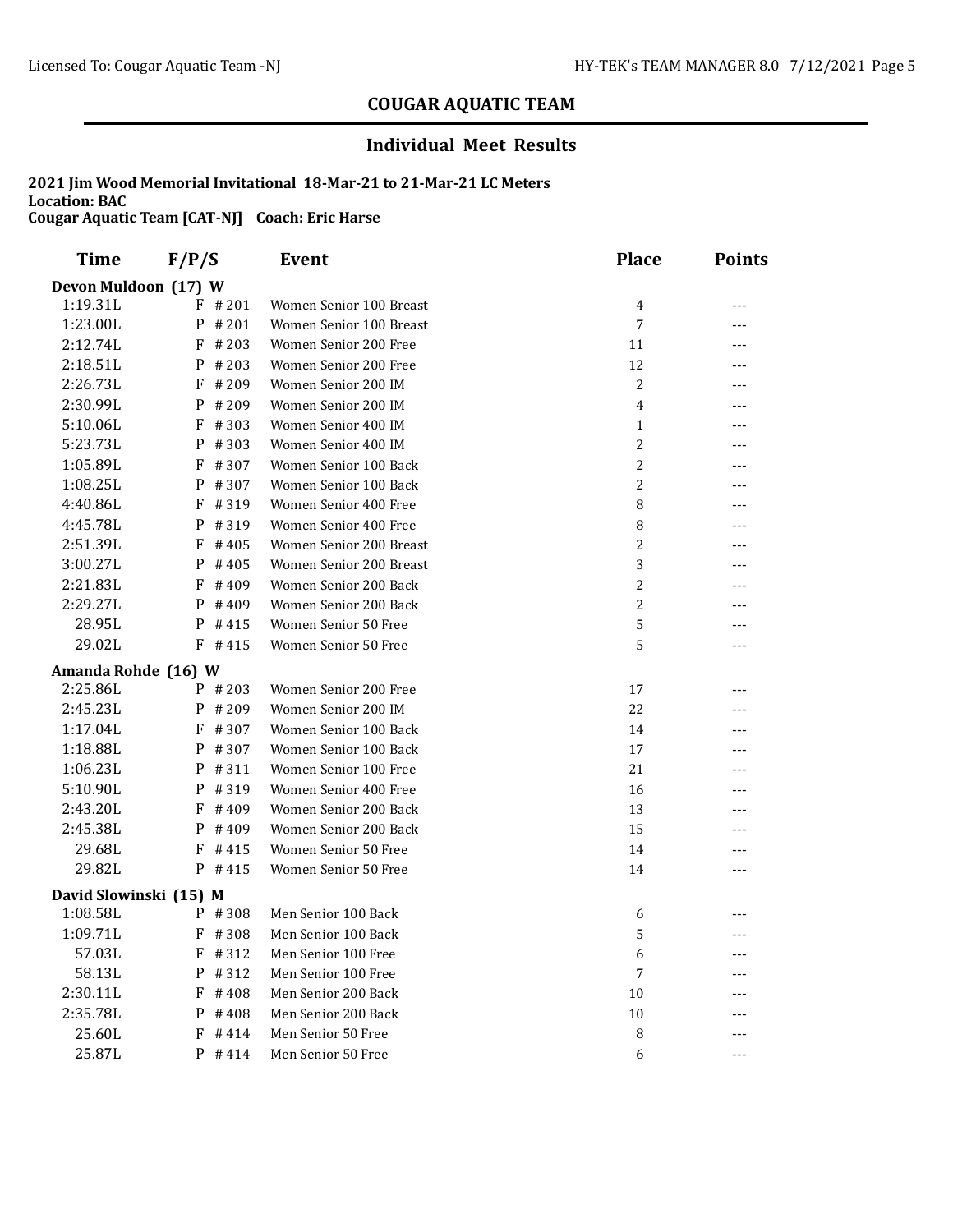## COUGAR AQUATIC TEAM

### Individual Meet Results

**2021 Jim Wood Memorial Invitational 18-Mar-21 to 21-Mar-21 LC Meters**
**Location: BAC**
**Cougar Aquatic Team [CAT-NJ] Coach: Eric Harse**

| Time | F/P/S | Event | Place | Points |
|---|---|---|---|---|
| **Devon Muldoon (17) W** | | | | |
| 1:19.31L | F #201 | Women Senior 100 Breast | 4 | --- |
| 1:23.00L | P #201 | Women Senior 100 Breast | 7 | --- |
| 2:12.74L | F #203 | Women Senior 200 Free | 11 | --- |
| 2:18.51L | P #203 | Women Senior 200 Free | 12 | --- |
| 2:26.73L | F #209 | Women Senior 200 IM | 2 | --- |
| 2:30.99L | P #209 | Women Senior 200 IM | 4 | --- |
| 5:10.06L | F #303 | Women Senior 400 IM | 1 | --- |
| 5:23.73L | P #303 | Women Senior 400 IM | 2 | --- |
| 1:05.89L | F #307 | Women Senior 100 Back | 2 | --- |
| 1:08.25L | P #307 | Women Senior 100 Back | 2 | --- |
| 4:40.86L | F #319 | Women Senior 400 Free | 8 | --- |
| 4:45.78L | P #319 | Women Senior 400 Free | 8 | --- |
| 2:51.39L | F #405 | Women Senior 200 Breast | 2 | --- |
| 3:00.27L | P #405 | Women Senior 200 Breast | 3 | --- |
| 2:21.83L | F #409 | Women Senior 200 Back | 2 | --- |
| 2:29.27L | P #409 | Women Senior 200 Back | 2 | --- |
| 28.95L | P #415 | Women Senior 50 Free | 5 | --- |
| 29.02L | F #415 | Women Senior 50 Free | 5 | --- |
| **Amanda Rohde (16) W** | | | | |
| 2:25.86L | P #203 | Women Senior 200 Free | 17 | --- |
| 2:45.23L | P #209 | Women Senior 200 IM | 22 | --- |
| 1:17.04L | F #307 | Women Senior 100 Back | 14 | --- |
| 1:18.88L | P #307 | Women Senior 100 Back | 17 | --- |
| 1:06.23L | P #311 | Women Senior 100 Free | 21 | --- |
| 5:10.90L | P #319 | Women Senior 400 Free | 16 | --- |
| 2:43.20L | F #409 | Women Senior 200 Back | 13 | --- |
| 2:45.38L | P #409 | Women Senior 200 Back | 15 | --- |
| 29.68L | F #415 | Women Senior 50 Free | 14 | --- |
| 29.82L | P #415 | Women Senior 50 Free | 14 | --- |
| **David Slowinski (15) M** | | | | |
| 1:08.58L | P #308 | Men Senior 100 Back | 6 | --- |
| 1:09.71L | F #308 | Men Senior 100 Back | 5 | --- |
| 57.03L | F #312 | Men Senior 100 Free | 6 | --- |
| 58.13L | P #312 | Men Senior 100 Free | 7 | --- |
| 2:30.11L | F #408 | Men Senior 200 Back | 10 | --- |
| 2:35.78L | P #408 | Men Senior 200 Back | 10 | --- |
| 25.60L | F #414 | Men Senior 50 Free | 8 | --- |
| 25.87L | P #414 | Men Senior 50 Free | 6 | --- |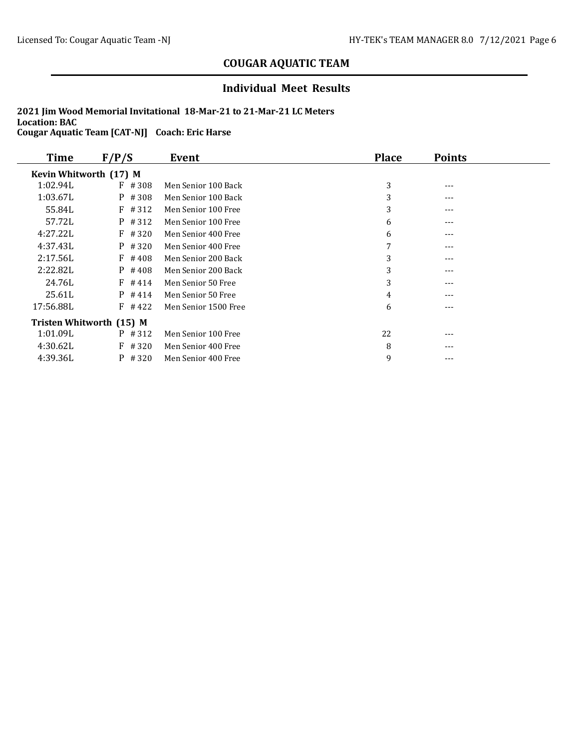# COUGAR AQUATIC TEAM

## Individual Meet Results

**2021 Jim Wood Memorial Invitational 18-Mar-21 to 21-Mar-21 LC Meters**
**Location: BAC**
**Cougar Aquatic Team [CAT-NJ] Coach: Eric Harse**

| Time | F/P/S | Event | Place | Points |
|---|---|---|---|---|
| **Kevin Whitworth (17) M** | | | | |
| 1:02.94L | F #308 | Men Senior 100 Back | 3 | --- |
| 1:03.67L | P #308 | Men Senior 100 Back | 3 | --- |
| 55.84L | F #312 | Men Senior 100 Free | 3 | --- |
| 57.72L | P #312 | Men Senior 100 Free | 6 | --- |
| 4:27.22L | F #320 | Men Senior 400 Free | 6 | --- |
| 4:37.43L | P #320 | Men Senior 400 Free | 7 | --- |
| 2:17.56L | F #408 | Men Senior 200 Back | 3 | --- |
| 2:22.82L | P #408 | Men Senior 200 Back | 3 | --- |
| 24.76L | F #414 | Men Senior 50 Free | 3 | --- |
| 25.61L | P #414 | Men Senior 50 Free | 4 | --- |
| 17:56.88L | F #422 | Men Senior 1500 Free | 6 | --- |
| **Tristen Whitworth (15) M** | | | | |
| 1:01.09L | P #312 | Men Senior 100 Free | 22 | --- |
| 4:30.62L | F #320 | Men Senior 400 Free | 8 | --- |
| 4:39.36L | P #320 | Men Senior 400 Free | 9 | --- |